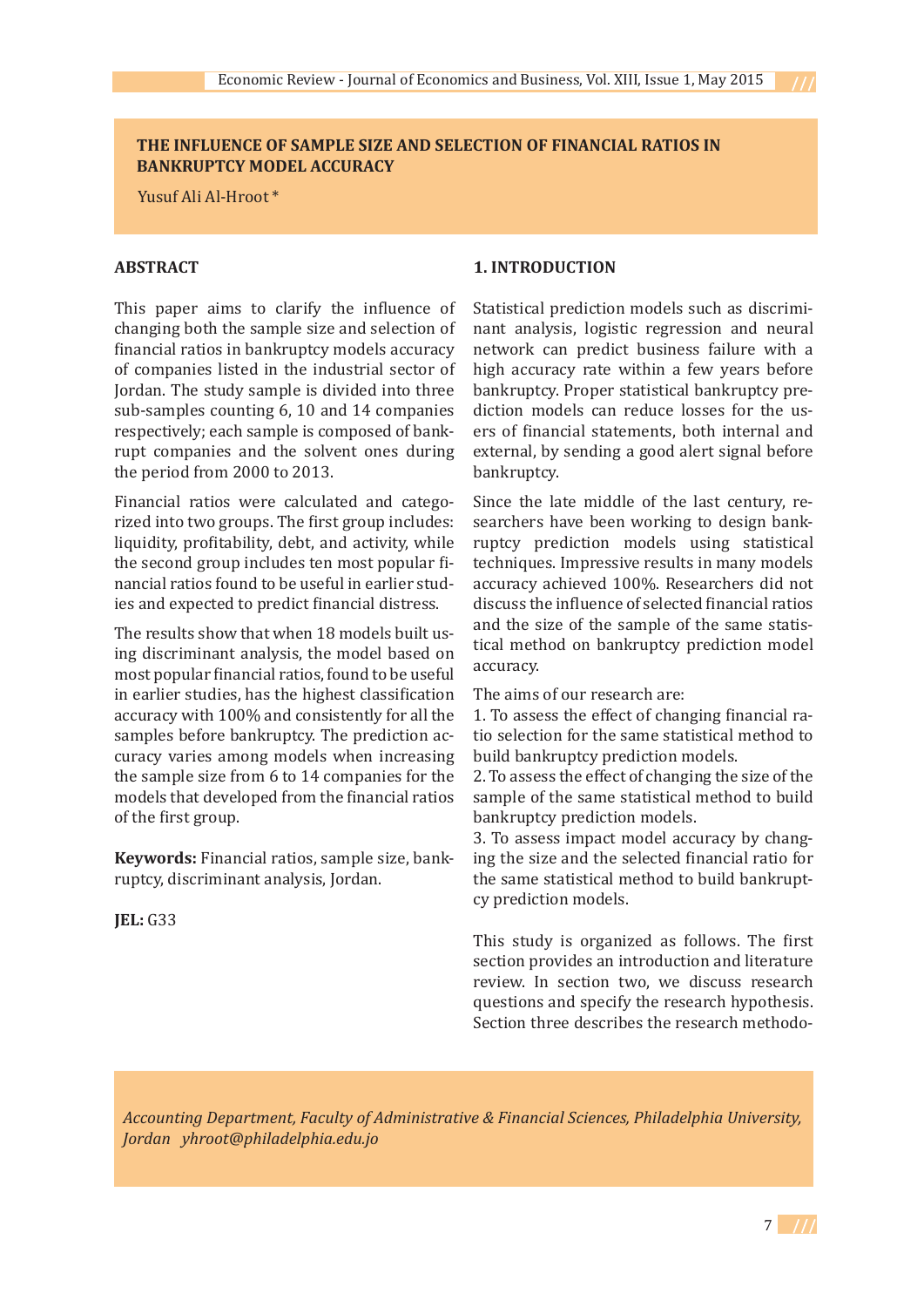# THE INFLUENCE OF SAMPLE SIZE AND SELECTION OF FINANCIAL RATIOS IN BANKRUPTCY MODEL ACCURACY

Yusuf Ali Al-Hroot *

## ABSTRACT

This paper aims to clarify the influence of changing both the sample size and selection of financial ratios in bankruptcy models accuracy of companies listed in the industrial sector of Jordan. The study sample is divided into three sub-samples counting 6, 10 and 14 companies respectively; each sample is composed of bankrupt companies and the solvent ones during the period from 2000 to 2013.

Financial ratios were calculated and categorized into two groups. The first group includes: liquidity, profitability, debt, and activity, while the second group includes ten most popular financial ratios found to be useful in earlier studies and expected to predict financial distress.

The results show that when 18 models built using discriminant analysis, the model based on most popular financial ratios, found to be useful in earlier studies, has the highest classification accuracy with 100% and consistently for all the samples before bankruptcy. The prediction accuracy varies among models when increasing the sample size from 6 to 14 companies for the models that developed from the financial ratios of the first group.

**Keywords:** Financial ratios, sample size, bankruptcy, discriminant analysis, Jordan.

**JEL:** G33

## 1. INTRODUCTION

Statistical prediction models such as discriminant analysis, logistic regression and neural network can predict business failure with a high accuracy rate within a few years before bankruptcy. Proper statistical bankruptcy prediction models can reduce losses for the users of financial statements, both internal and external, by sending a good alert signal before bankruptcy.

Since the late middle of the last century, researchers have been working to design bankruptcy prediction models using statistical techniques. Impressive results in many models accuracy achieved 100%. Researchers did not discuss the influence of selected financial ratios and the size of the sample of the same statistical method on bankruptcy prediction model accuracy.

The aims of our research are:

1. To assess the effect of changing financial ratio selection for the same statistical method to build bankruptcy prediction models.
2. To assess the effect of changing the size of the sample of the same statistical method to build bankruptcy prediction models.
3. To assess impact model accuracy by changing the size and the selected financial ratio for the same statistical method to build bankruptcy prediction models.

This study is organized as follows. The first section provides an introduction and literature review. In section two, we discuss research questions and specify the research hypothesis. Section three describes the research methodo-

*Accounting Department, Faculty of Administrative & Financial Sciences, Philadelphia University, Jordan yhroot@philadelphia.edu.jo*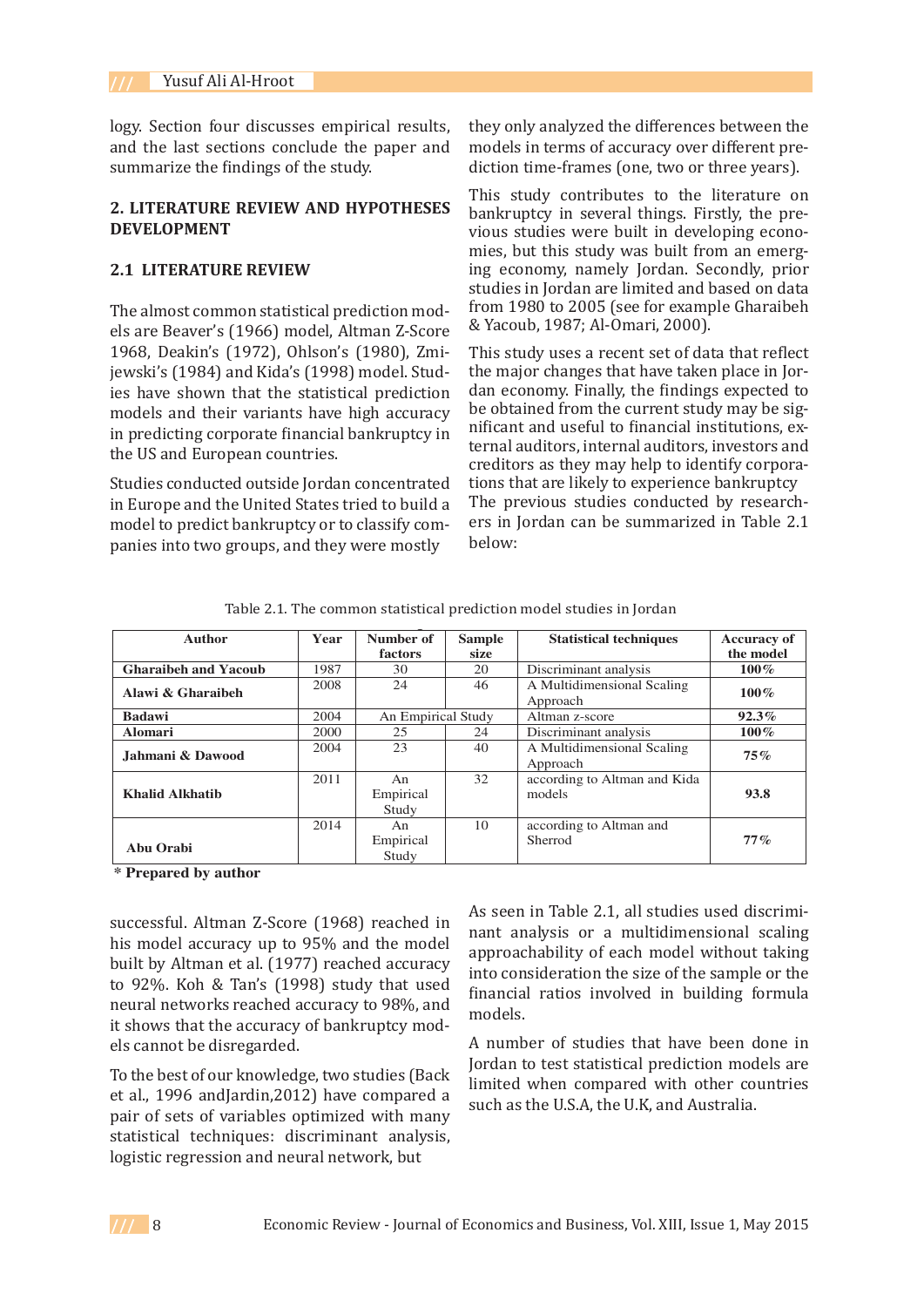logy. Section four discusses empirical results, and the last sections conclude the paper and summarize the findings of the study.

## 2. LITERATURE REVIEW AND HYPOTHESES DEVELOPMENT

### 2.1 LITERATURE REVIEW

The almost common statistical prediction models are Beaver's (1966) model, Altman Z-Score 1968, Deakin's (1972), Ohlson's (1980), Zmijewski's (1984) and Kida's (1998) model. Studies have shown that the statistical prediction models and their variants have high accuracy in predicting corporate financial bankruptcy in the US and European countries.

Studies conducted outside Jordan concentrated in Europe and the United States tried to build a model to predict bankruptcy or to classify companies into two groups, and they were mostly successful. Altman Z-Score (1968) reached in his model accuracy up to 95% and the model built by Altman et al. (1977) reached accuracy to 92%. Koh & Tan's (1998) study that used neural networks reached accuracy to 98%, and it shows that the accuracy of bankruptcy models cannot be disregarded.

To the best of our knowledge, two studies (Back et al., 1996 andJardin,2012) have compared a pair of sets of variables optimized with many statistical techniques: discriminant analysis, logistic regression and neural network, but they only analyzed the differences between the models in terms of accuracy over different prediction time-frames (one, two or three years).

This study contributes to the literature on bankruptcy in several things. Firstly, the previous studies were built in developing economies, but this study was built from an emerging economy, namely Jordan. Secondly, prior studies in Jordan are limited and based on data from 1980 to 2005 (see for example Gharaibeh & Yacoub, 1987; Al-Omari, 2000).

This study uses a recent set of data that reflect the major changes that have taken place in Jordan economy. Finally, the findings expected to be obtained from the current study may be significant and useful to financial institutions, external auditors, internal auditors, investors and creditors as they may help to identify corporations that are likely to experience bankruptcy The previous studies conducted by researchers in Jordan can be summarized in Table 2.1 below:

Table 2.1. The common statistical prediction model studies in Jordan

| Author | Year | Number of factors | Sample size | Statistical techniques | Accuracy of the model |
|---|---|---|---|---|---|
| **Gharaibeh and Yacoub** | 1987 | 30 | 20 | Discriminant analysis | **100%** |
| **Alawi & Gharaibeh** | 2008 | 24 | 46 | A Multidimensional Scaling Approach | **100%** |
| **Badawi** | 2004 | An Empirical Study | | Altman z-score | **92.3%** |
| **Alomari** | 2000 | 25 | 24 | Discriminant analysis | **100%** |
| **Jahmani & Dawood** | 2004 | 23 | 40 | A Multidimensional Scaling Approach | **75%** |
| **Khalid Alkhatib** | 2011 | An Empirical Study | 32 | according to Altman and Kida models | **93.8** |
| **Abu Orabi** | 2014 | An Empirical Study | 10 | according to Altman and Sherrod | **77%** |

**\* Prepared by author**

As seen in Table 2.1, all studies used discriminant analysis or a multidimensional scaling approachability of each model without taking into consideration the size of the sample or the financial ratios involved in building formula models.

A number of studies that have been done in Jordan to test statistical prediction models are limited when compared with other countries such as the U.S.A, the U.K, and Australia.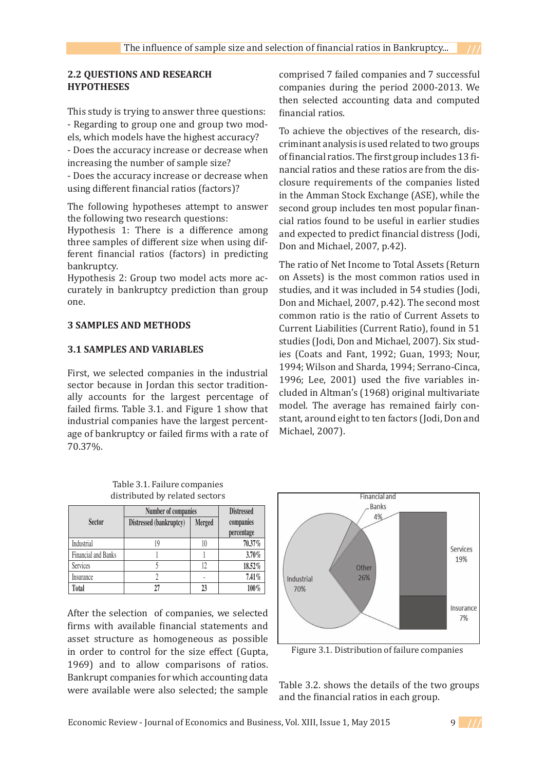## 2.2 QUESTIONS AND RESEARCH HYPOTHESES

This study is trying to answer three questions:

- Regarding to group one and group two models, which models have the highest accuracy?
- Does the accuracy increase or decrease when increasing the number of sample size?
- Does the accuracy increase or decrease when using different financial ratios (factors)?

The following hypotheses attempt to answer the following two research questions:

Hypothesis 1: There is a difference among three samples of different size when using different financial ratios (factors) in predicting bankruptcy.

Hypothesis 2: Group two model acts more accurately in bankruptcy prediction than group one.

# 3 SAMPLES AND METHODS

## 3.1 SAMPLES AND VARIABLES

First, we selected companies in the industrial sector because in Jordan this sector traditionally accounts for the largest percentage of failed firms. Table 3.1. and Figure 1 show that industrial companies have the largest percentage of bankruptcy or failed firms with a rate of 70.37%.

Table 3.1. Failure companies distributed by related sectors

| Sector | Number of companies | | Distressed companies percentage |
|---|---|---|---|
| | Distressed (bankruptcy) | Merged | |
| Industrial | 19 | 10 | **70.37%** |
| Financial and Banks | 1 | 1 | **3.70%** |
| Services | 5 | 12 | **18.52%** |
| Insurance | 2 | - | **7.41%** |
| **Total** | **27** | **23** | **100%** |

Financial and Banks 4%

Industrial 70%

Other 26%

Services 19%

Insurance 7%

Figure 3.1. Distribution of failure companies

After the selection of companies, we selected firms with available financial statements and asset structure as homogeneous as possible in order to control for the size effect (Gupta, 1969) and to allow comparisons of ratios. Bankrupt companies for which accounting data were available were also selected; the sample comprised 7 failed companies and 7 successful companies during the period 2000-2013. We then selected accounting data and computed financial ratios.

To achieve the objectives of the research, discriminant analysis is used related to two groups of financial ratios. The first group includes 13 financial ratios and these ratios are from the disclosure requirements of the companies listed in the Amman Stock Exchange (ASE), while the second group includes ten most popular financial ratios found to be useful in earlier studies and expected to predict financial distress (Jodi, Don and Michael, 2007, p.42).

The ratio of Net Income to Total Assets (Return on Assets) is the most common ratios used in studies, and it was included in 54 studies (Jodi, Don and Michael, 2007, p.42). The second most common ratio is the ratio of Current Assets to Current Liabilities (Current Ratio), found in 51 studies (Jodi, Don and Michael, 2007). Six studies (Coats and Fant, 1992; Guan, 1993; Nour, 1994; Wilson and Sharda, 1994; Serrano-Cinca, 1996; Lee, 2001) used the five variables included in Altman's (1968) original multivariate model. The average has remained fairly constant, around eight to ten factors (Jodi, Don and Michael, 2007).

Table 3.2. shows the details of the two groups and the financial ratios in each group.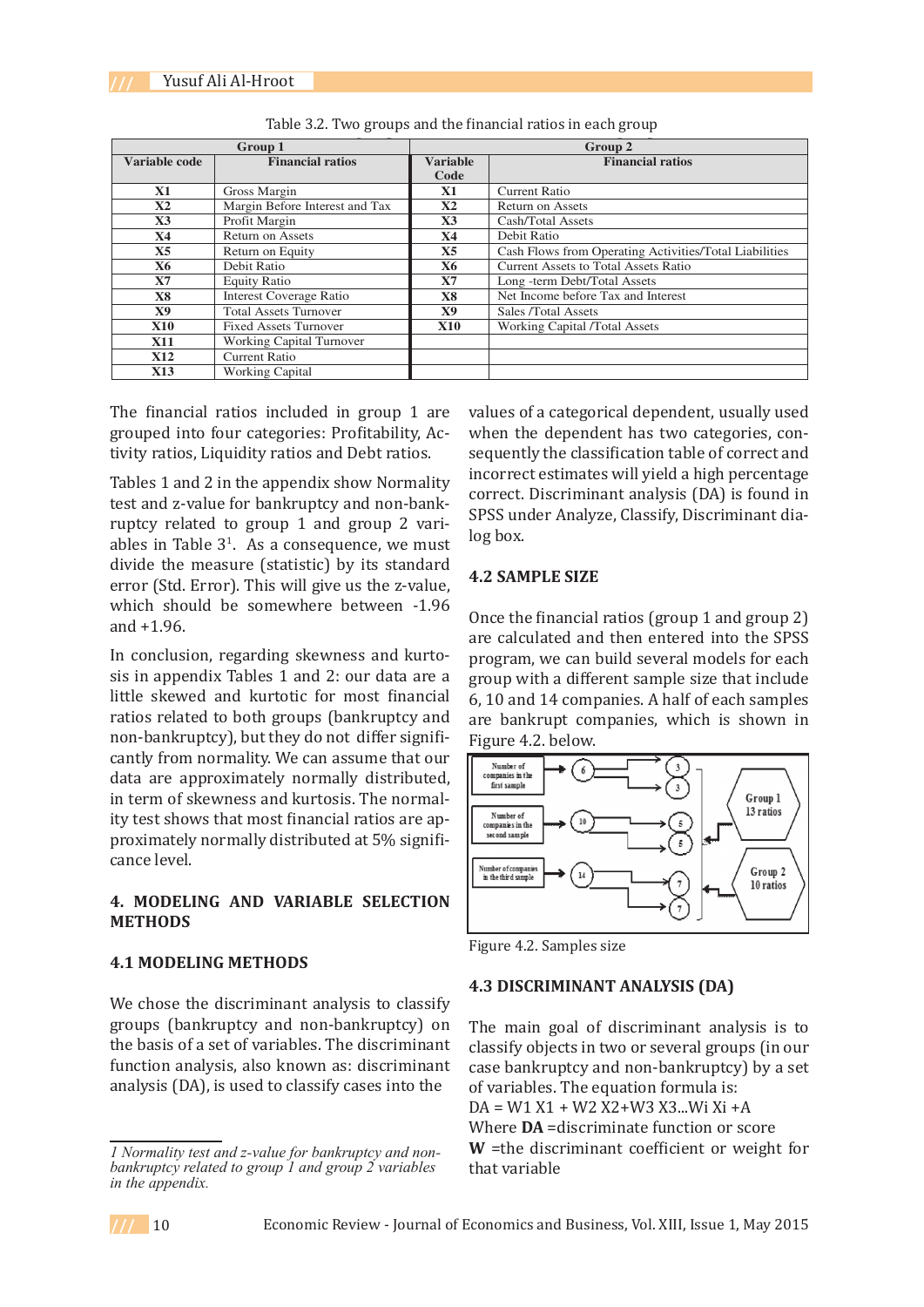Table 3.2. Two groups and the financial ratios in each group

| Group 1 | | Group 2 | |
|---|---|---|---|
| Variable code | Financial ratios | Variable Code | Financial ratios |
| X1 | Gross Margin | X1 | Current Ratio |
| X2 | Margin Before Interest and Tax | X2 | Return on Assets |
| X3 | Profit Margin | X3 | Cash/Total Assets |
| X4 | Return on Assets | X4 | Debit Ratio |
| X5 | Return on Equity | X5 | Cash Flows from Operating Activities/Total Liabilities |
| X6 | Debit Ratio | X6 | Current Assets to Total Assets Ratio |
| X7 | Equity Ratio | X7 | Long -term Debt/Total Assets |
| X8 | Interest Coverage Ratio | X8 | Net Income before Tax and Interest |
| X9 | Total Assets Turnover | X9 | Sales /Total Assets |
| X10 | Fixed Assets Turnover | X10 | Working Capital /Total Assets |
| X11 | Working Capital Turnover | | |
| X12 | Current Ratio | | |
| X13 | Working Capital | | |

The financial ratios included in group 1 are grouped into four categories: Profitability, Activity ratios, Liquidity ratios and Debt ratios.

Tables 1 and 2 in the appendix show Normality test and z-value for bankruptcy and non-bankruptcy related to group 1 and group 2 variables in Table 3[1]. As a consequence, we must divide the measure (statistic) by its standard error (Std. Error). This will give us the z-value, which should be somewhere between -1.96 and +1.96.

In conclusion, regarding skewness and kurtosis in appendix Tables 1 and 2: our data are a little skewed and kurtotic for most financial ratios related to both groups (bankruptcy and non-bankruptcy), but they do not differ significantly from normality. We can assume that our data are approximately normally distributed, in term of skewness and kurtosis. The normality test shows that most financial ratios are approximately normally distributed at 5% significance level.

## 4. MODELING AND VARIABLE SELECTION METHODS

### 4.1 MODELING METHODS

We chose the discriminant analysis to classify groups (bankruptcy and non-bankruptcy) on the basis of a set of variables. The discriminant function analysis, also known as: discriminant analysis (DA), is used to classify cases into the values of a categorical dependent, usually used when the dependent has two categories, consequently the classification table of correct and incorrect estimates will yield a high percentage correct. Discriminant analysis (DA) is found in SPSS under Analyze, Classify, Discriminant dialog box.

### 4.2 SAMPLE SIZE

Once the financial ratios (group 1 and group 2) are calculated and then entered into the SPSS program, we can build several models for each group with a different sample size that include 6, 10 and 14 companies. A half of each samples are bankrupt companies, which is shown in Figure 4.2. below.

Figure 4.2. Samples size

### 4.3 DISCRIMINANT ANALYSIS (DA)

The main goal of discriminant analysis is to classify objects in two or several groups (in our case bankruptcy and non-bankruptcy) by a set of variables. The equation formula is:

$$DA = W1\ X1 + W2\ X2 + W3\ X3 ... Wi\ Xi + A$$

Where **DA** =discriminant function or score

**W** =the discriminant coefficient or weight for that variable

*1 Normality test and z-value for bankruptcy and non-bankruptcy related to group 1 and group 2 variables in the appendix.*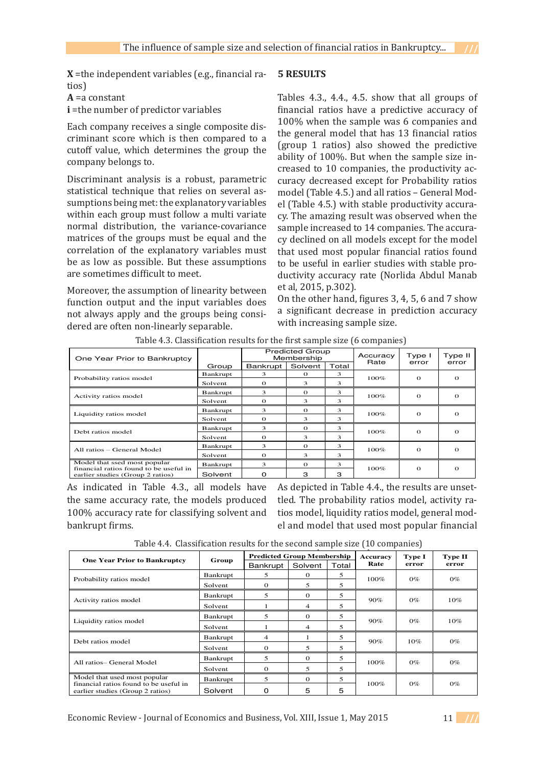**X** =the independent variables (e.g., financial ratios)

**A** =a constant

**i** =the number of predictor variables

Each company receives a single composite discriminant score which is then compared to a cutoff value, which determines the group the company belongs to.

Discriminant analysis is a robust, parametric statistical technique that relies on several assumptions being met: the explanatory variables within each group must follow a multi variate normal distribution, the variance-covariance matrices of the groups must be equal and the correlation of the explanatory variables must be as low as possible. But these assumptions are sometimes difficult to meet.

Moreover, the assumption of linearity between function output and the input variables does not always apply and the groups being considered are often non-linearly separable.

## 5 RESULTS

Tables 4.3., 4.4., 4.5. show that all groups of financial ratios have a predictive accuracy of 100% when the sample was 6 companies and the general model that has 13 financial ratios (group 1 ratios) also showed the predictive ability of 100%. But when the sample size increased to 10 companies, the productivity accuracy decreased except for Probability ratios model (Table 4.5.) and all ratios – General Model (Table 4.5.) with stable productivity accuracy. The amazing result was observed when the sample increased to 14 companies. The accuracy declined on all models except for the model that used most popular financial ratios found to be useful in earlier studies with stable productivity accuracy rate (Norlida Abdul Manab et al, 2015, p.302).

On the other hand, figures 3, 4, 5, 6 and 7 show a significant decrease in prediction accuracy with increasing sample size.

Table 4.3. Classification results for the first sample size (6 companies)

| One Year Prior to Bankruptcy | Group | Predicted Group Membership | | | Accuracy Rate | Type I error | Type II error |
|---|---|---|---|---|---|---|---|
| | | Bankrupt | Solvent | Total | | | |
| Probability ratios model | Bankrupt | 3 | 0 | 3 | 100% | 0 | 0 |
| | Solvent | 0 | 3 | 3 | | | |
| Activity ratios model | Bankrupt | 3 | 0 | 3 | 100% | 0 | 0 |
| | Solvent | 0 | 3 | 3 | | | |
| Liquidity ratios model | Bankrupt | 3 | 0 | 3 | 100% | 0 | 0 |
| | Solvent | 0 | 3 | 3 | | | |
| Debt ratios model | Bankrupt | 3 | 0 | 3 | 100% | 0 | 0 |
| | Solvent | 0 | 3 | 3 | | | |
| All ratios – General Model | Bankrupt | 3 | 0 | 3 | 100% | 0 | 0 |
| | Solvent | 0 | 3 | 3 | | | |
| Model that ssed most popular financial ratios found to be useful in earlier studies (Group 2 ratios) | Bankrupt | 3 | 0 | 3 | 100% | 0 | 0 |
| | Solvent | 0 | 3 | 3 | | | |

As indicated in Table 4.3., all models have the same accuracy rate, the models produced 100% accuracy rate for classifying solvent and bankrupt firms.

As depicted in Table 4.4., the results are unsettled. The probability ratios model, activity ratios model, liquidity ratios model, general model and model that used most popular financial

Table 4.4. Classification results for the second sample size (10 companies)

| One Year Prior to Bankruptcy | Group | Predicted Group Membership | | | Accuracy Rate | Type I error | Type II error |
|---|---|---|---|---|---|---|---|
| | | Bankrupt | Solvent | Total | | | |
| Probability ratios model | Bankrupt | 5 | 0 | 5 | 100% | 0% | 0% |
| | Solvent | 0 | 5 | 5 | | | |
| Activity ratios model | Bankrupt | 5 | 0 | 5 | 90% | 0% | 10% |
| | Solvent | 1 | 4 | 5 | | | |
| Liquidity ratios model | Bankrupt | 5 | 0 | 5 | 90% | 0% | 10% |
| | Solvent | 1 | 4 | 5 | | | |
| Debt ratios model | Bankrupt | 4 | 1 | 5 | 90% | 10% | 0% |
| | Solvent | 0 | 5 | 5 | | | |
| All ratios– General Model | Bankrupt | 5 | 0 | 5 | 100% | 0% | 0% |
| | Solvent | 0 | 5 | 5 | | | |
| Model that used most popular financial ratios found to be useful in earlier studies (Group 2 ratios) | Bankrupt | 5 | 0 | 5 | 100% | 0% | 0% |
| | Solvent | 0 | 5 | 5 | | | |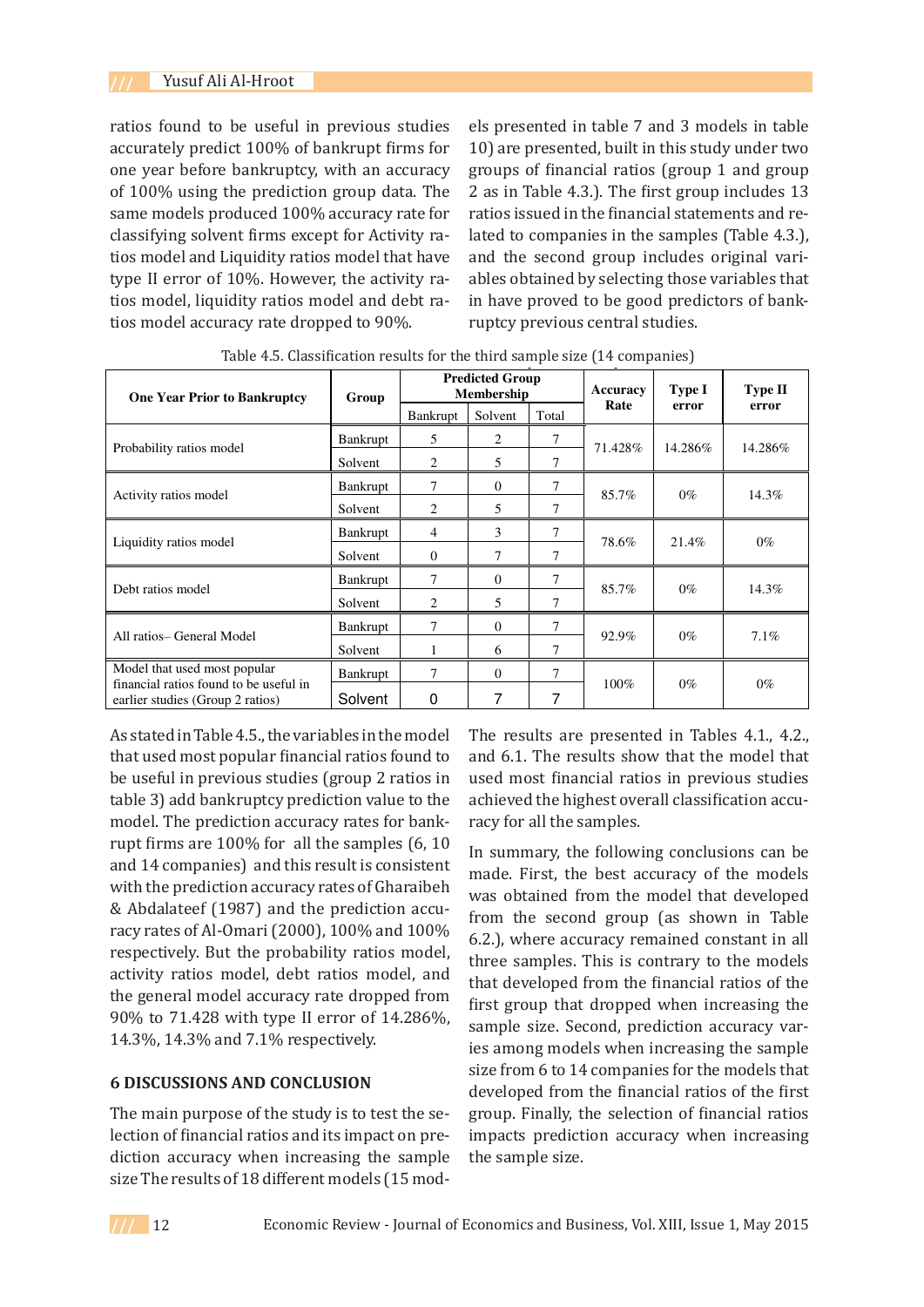ratios found to be useful in previous studies accurately predict 100% of bankrupt firms for one year before bankruptcy, with an accuracy of 100% using the prediction group data. The same models produced 100% accuracy rate for classifying solvent firms except for Activity ratios model and Liquidity ratios model that have type II error of 10%. However, the activity ratios model, liquidity ratios model and debt ratios model accuracy rate dropped to 90%.

Table 4.5. Classification results for the third sample size (14 companies)

| One Year Prior to Bankruptcy | Group | Predicted Group Membership | | | Accuracy Rate | Type I error | Type II error |
|---|---|---|---|---|---|---|---|
| | | Bankrupt | Solvent | Total | | | |
| Probability ratios model | Bankrupt | 5 | 2 | 7 | 71.428% | 14.286% | 14.286% |
| | Solvent | 2 | 5 | 7 | | | |
| Activity ratios model | Bankrupt | 7 | 0 | 7 | 85.7% | 0% | 14.3% |
| | Solvent | 2 | 5 | 7 | | | |
| Liquidity ratios model | Bankrupt | 4 | 3 | 7 | 78.6% | 21.4% | 0% |
| | Solvent | 0 | 7 | 7 | | | |
| Debt ratios model | Bankrupt | 7 | 0 | 7 | 85.7% | 0% | 14.3% |
| | Solvent | 2 | 5 | 7 | | | |
| All ratios– General Model | Bankrupt | 7 | 0 | 7 | 92.9% | 0% | 7.1% |
| | Solvent | 1 | 6 | 7 | | | |
| Model that used most popular financial ratios found to be useful in earlier studies (Group 2 ratios) | Bankrupt | 7 | 0 | 7 | 100% | 0% | 0% |
| | Solvent | 0 | 7 | 7 | | | |

As stated in Table 4.5., the variables in the model that used most popular financial ratios found to be useful in previous studies (group 2 ratios in table 3) add bankruptcy prediction value to the model. The prediction accuracy rates for bankrupt firms are 100% for all the samples (6, 10 and 14 companies) and this result is consistent with the prediction accuracy rates of Gharaibeh & Abdalateef (1987) and the prediction accuracy rates of Al-Omari (2000), 100% and 100% respectively. But the probability ratios model, activity ratios model, debt ratios model, and the general model accuracy rate dropped from 90% to 71.428 with type II error of 14.286%, 14.3%, 14.3% and 7.1% respectively.

## 6 DISCUSSIONS AND CONCLUSION

The main purpose of the study is to test the selection of financial ratios and its impact on prediction accuracy when increasing the sample size The results of 18 different models (15 models presented in table 7 and 3 models in table 10) are presented, built in this study under two groups of financial ratios (group 1 and group 2 as in Table 4.3.). The first group includes 13 ratios issued in the financial statements and related to companies in the samples (Table 4.3.), and the second group includes original variables obtained by selecting those variables that in have proved to be good predictors of bankruptcy previous central studies.

The results are presented in Tables 4.1., 4.2., and 6.1. The results show that the model that used most financial ratios in previous studies achieved the highest overall classification accuracy for all the samples.

In summary, the following conclusions can be made. First, the best accuracy of the models was obtained from the model that developed from the second group (as shown in Table 6.2.), where accuracy remained constant in all three samples. This is contrary to the models that developed from the financial ratios of the first group that dropped when increasing the sample size. Second, prediction accuracy varies among models when increasing the sample size from 6 to 14 companies for the models that developed from the financial ratios of the first group. Finally, the selection of financial ratios impacts prediction accuracy when increasing the sample size.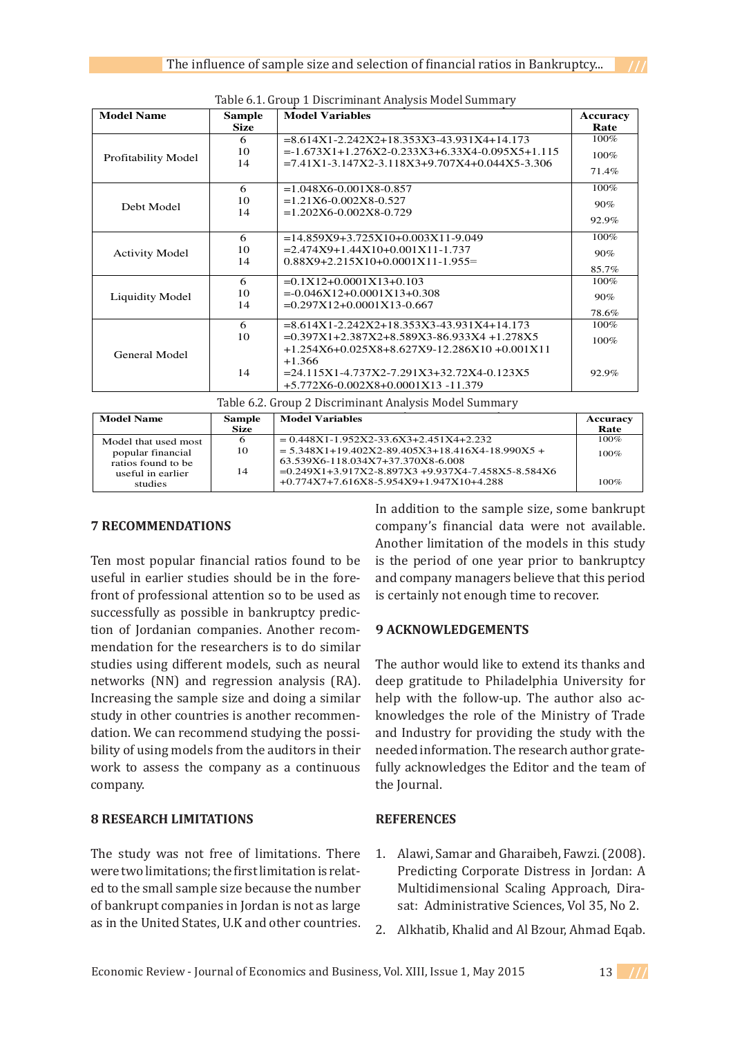Table 6.1. Group 1 Discriminant Analysis Model Summary

| Model Name | Sample Size | Model Variables | Accuracy Rate |
|---|---|---|---|
| Profitability Model | 6 | =8.614X1-2.242X2+18.353X3-43.931X4+14.173 | 100% |
| | 10 | =-1.673X1+1.276X2-0.233X3+6.33X4-0.095X5+1.115 | 100% |
| | 14 | =7.41X1-3.147X2-3.118X3+9.707X4+0.044X5-3.306 | 71.4% |
| Debt Model | 6 | =1.048X6-0.001X8-0.857 | 100% |
| | 10 | =1.21X6-0.002X8-0.527 | 90% |
| | 14 | =1.202X6-0.002X8-0.729 | 92.9% |
| Activity Model | 6 | =14.859X9+3.725X10+0.003X11-9.049 | 100% |
| | 10 | =2.474X9+1.44X10+0.001X11-1.737 | 90% |
| | 14 | 0.88X9+2.215X10+0.0001X11-1.955= | 85.7% |
| Liquidity Model | 6 | =0.1X12+0.0001X13+0.103 | 100% |
| | 10 | =-0.046X12+0.0001X13+0.308 | 90% |
| | 14 | =0.297X12+0.0001X13-0.667 | 78.6% |
| General Model | 6 | =8.614X1-2.242X2+18.353X3-43.931X4+14.173 | 100% |
| | 10 | =0.397X1+2.387X2+8.589X3-86.933X4 +1.278X5 +1.254X6+0.025X8+8.627X9-12.286X10 +0.001X11 +1.366 | 100% |
| | 14 | =24.115X1-4.737X2-7.291X3+32.72X4-0.123X5 +5.772X6-0.002X8+0.0001X13 -11.379 | 92.9% |

Table 6.2. Group 2 Discriminant Analysis Model Summary

| Model Name | Sample Size | Model Variables | Accuracy Rate |
|---|---|---|---|
| Model that used most popular financial ratios found to be useful in earlier studies | 6 | = 0.448X1-1.952X2-33.6X3+2.451X4+2.232 | 100% |
| | 10 | = 5.348X1+19.402X2-89.405X3+18.416X4-18.990X5 + 63.539X6-118.034X7+37.370X8-6.008 | 100% |
| | 14 | =0.249X1+3.917X2-8.897X3 +9.937X4-7.458X5-8.584X6 +0.774X7+7.616X8-5.954X9+1.947X10+4.288 | 100% |

## 7 RECOMMENDATIONS

Ten most popular financial ratios found to be useful in earlier studies should be in the forefront of professional attention so to be used as successfully as possible in bankruptcy prediction of Jordanian companies. Another recommendation for the researchers is to do similar studies using different models, such as neural networks (NN) and regression analysis (RA). Increasing the sample size and doing a similar study in other countries is another recommendation. We can recommend studying the possibility of using models from the auditors in their work to assess the company as a continuous company.

## 8 RESEARCH LIMITATIONS

The study was not free of limitations. There were two limitations; the first limitation is related to the small sample size because the number of bankrupt companies in Jordan is not as large as in the United States, U.K and other countries. In addition to the sample size, some bankrupt company's financial data were not available. Another limitation of the models in this study is the period of one year prior to bankruptcy and company managers believe that this period is certainly not enough time to recover.

## 9 ACKNOWLEDGEMENTS

The author would like to extend its thanks and deep gratitude to Philadelphia University for help with the follow-up. The author also acknowledges the role of the Ministry of Trade and Industry for providing the study with the needed information. The research author gratefully acknowledges the Editor and the team of the Journal.

## REFERENCES

1. Alawi, Samar and Gharaibeh, Fawzi. (2008). Predicting Corporate Distress in Jordan: A Multidimensional Scaling Approach, Dirasat: Administrative Sciences, Vol 35, No 2.
2. Alkhatib, Khalid and Al Bzour, Ahmad Eqab.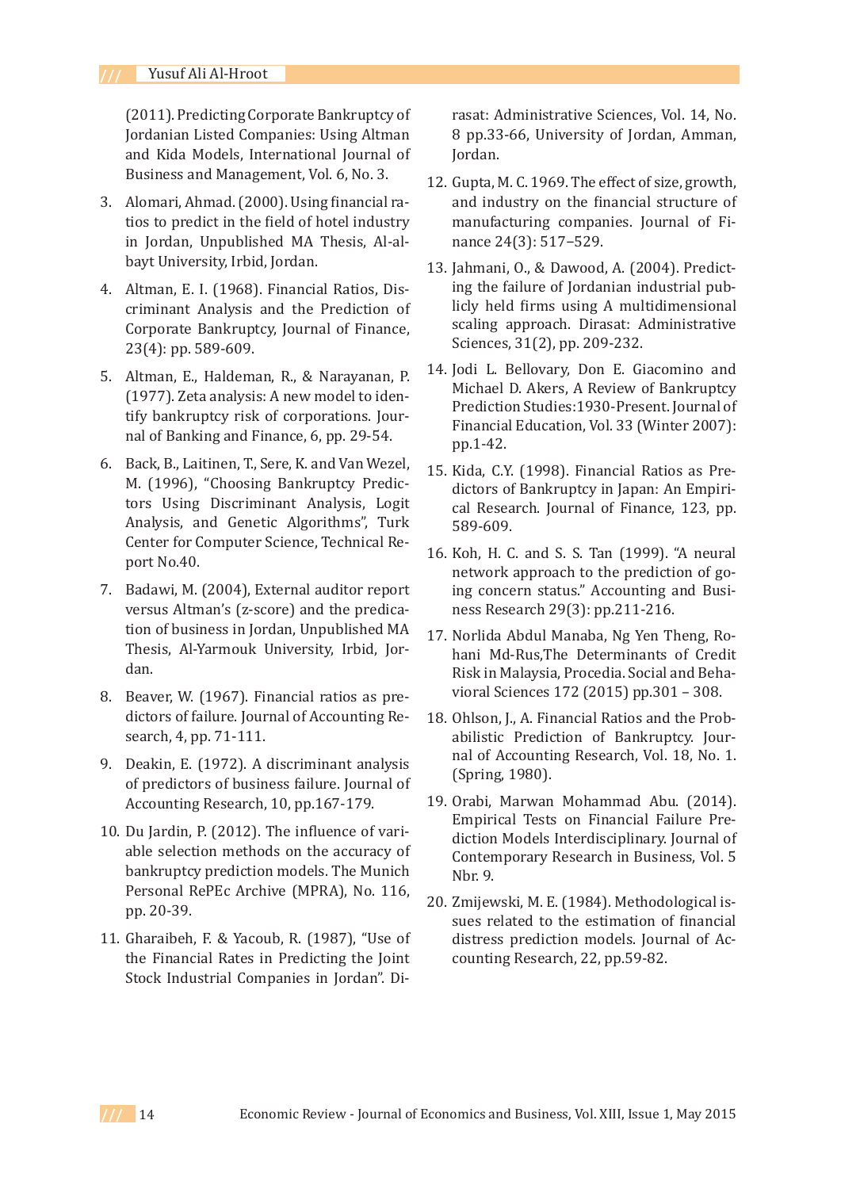(2011). Predicting Corporate Bankruptcy of Jordanian Listed Companies: Using Altman and Kida Models, International Journal of Business and Management, Vol. 6, No. 3.

3. Alomari, Ahmad. (2000). Using financial ratios to predict in the field of hotel industry in Jordan, Unpublished MA Thesis, Al-albayt University, Irbid, Jordan.

4. Altman, E. I. (1968). Financial Ratios, Discriminant Analysis and the Prediction of Corporate Bankruptcy, Journal of Finance, 23(4): pp. 589-609.

5. Altman, E., Haldeman, R., & Narayanan, P. (1977). Zeta analysis: A new model to identify bankruptcy risk of corporations. Journal of Banking and Finance, 6, pp. 29-54.

6. Back, B., Laitinen, T., Sere, K. and Van Wezel, M. (1996), "Choosing Bankruptcy Predictors Using Discriminant Analysis, Logit Analysis, and Genetic Algorithms", Turk Center for Computer Science, Technical Report No.40.

7. Badawi, M. (2004), External auditor report versus Altman's (z-score) and the predication of business in Jordan, Unpublished MA Thesis, Al-Yarmouk University, Irbid, Jordan.

8. Beaver, W. (1967). Financial ratios as predictors of failure. Journal of Accounting Research, 4, pp. 71-111.

9. Deakin, E. (1972). A discriminant analysis of predictors of business failure. Journal of Accounting Research, 10, pp.167-179.

10. Du Jardin, P. (2012). The influence of variable selection methods on the accuracy of bankruptcy prediction models. The Munich Personal RePEc Archive (MPRA), No. 116, pp. 20-39.

11. Gharaibeh, F. & Yacoub, R. (1987), "Use of the Financial Rates in Predicting the Joint Stock Industrial Companies in Jordan". Dirasat: Administrative Sciences, Vol. 14, No. 8 pp.33-66, University of Jordan, Amman, Jordan.

12. Gupta, M. C. 1969. The effect of size, growth, and industry on the financial structure of manufacturing companies. Journal of Finance 24(3): 517–529.

13. Jahmani, O., & Dawood, A. (2004). Predicting the failure of Jordanian industrial publicly held firms using A multidimensional scaling approach. Dirasat: Administrative Sciences, 31(2), pp. 209-232.

14. Jodi L. Bellovary, Don E. Giacomino and Michael D. Akers, A Review of Bankruptcy Prediction Studies:1930-Present. Journal of Financial Education, Vol. 33 (Winter 2007): pp.1-42.

15. Kida, C.Y. (1998). Financial Ratios as Predictors of Bankruptcy in Japan: An Empirical Research. Journal of Finance, 123, pp. 589-609.

16. Koh, H. C. and S. S. Tan (1999). "A neural network approach to the prediction of going concern status." Accounting and Business Research 29(3): pp.211-216.

17. Norlida Abdul Manaba, Ng Yen Theng, Rohani Md-Rus,The Determinants of Credit Risk in Malaysia, Procedia. Social and Behavioral Sciences 172 (2015) pp.301 – 308.

18. Ohlson, J., A. Financial Ratios and the Probabilistic Prediction of Bankruptcy. Journal of Accounting Research, Vol. 18, No. 1. (Spring, 1980).

19. Orabi, Marwan Mohammad Abu. (2014). Empirical Tests on Financial Failure Prediction Models Interdisciplinary. Journal of Contemporary Research in Business, Vol. 5 Nbr. 9.

20. Zmijewski, M. E. (1984). Methodological issues related to the estimation of financial distress prediction models. Journal of Accounting Research, 22, pp.59-82.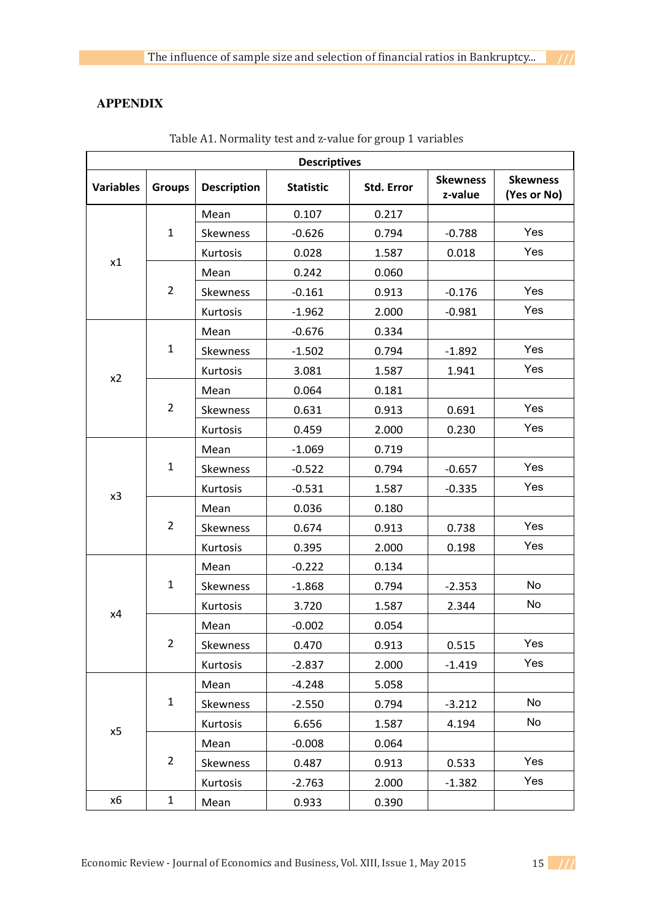## APPENDIX

Table A1. Normality test and z-value for group 1 variables

| Descriptives | | | | | | |
|---|---|---|---|---|---|---|
| Variables | Groups | Description | Statistic | Std. Error | Skewness z-value | Skewness (Yes or No) |
| x1 | 1 | Mean | 0.107 | 0.217 | | |
| | | Skewness | -0.626 | 0.794 | -0.788 | Yes |
| | | Kurtosis | 0.028 | 1.587 | 0.018 | Yes |
| | 2 | Mean | 0.242 | 0.060 | | |
| | | Skewness | -0.161 | 0.913 | -0.176 | Yes |
| | | Kurtosis | -1.962 | 2.000 | -0.981 | Yes |
| x2 | 1 | Mean | -0.676 | 0.334 | | |
| | | Skewness | -1.502 | 0.794 | -1.892 | Yes |
| | | Kurtosis | 3.081 | 1.587 | 1.941 | Yes |
| | 2 | Mean | 0.064 | 0.181 | | |
| | | Skewness | 0.631 | 0.913 | 0.691 | Yes |
| | | Kurtosis | 0.459 | 2.000 | 0.230 | Yes |
| x3 | 1 | Mean | -1.069 | 0.719 | | |
| | | Skewness | -0.522 | 0.794 | -0.657 | Yes |
| | | Kurtosis | -0.531 | 1.587 | -0.335 | Yes |
| | 2 | Mean | 0.036 | 0.180 | | |
| | | Skewness | 0.674 | 0.913 | 0.738 | Yes |
| | | Kurtosis | 0.395 | 2.000 | 0.198 | Yes |
| x4 | 1 | Mean | -0.222 | 0.134 | | |
| | | Skewness | -1.868 | 0.794 | -2.353 | No |
| | | Kurtosis | 3.720 | 1.587 | 2.344 | No |
| | 2 | Mean | -0.002 | 0.054 | | |
| | | Skewness | 0.470 | 0.913 | 0.515 | Yes |
| | | Kurtosis | -2.837 | 2.000 | -1.419 | Yes |
| x5 | 1 | Mean | -4.248 | 5.058 | | |
| | | Skewness | -2.550 | 0.794 | -3.212 | No |
| | | Kurtosis | 6.656 | 1.587 | 4.194 | No |
| | 2 | Mean | -0.008 | 0.064 | | |
| | | Skewness | 0.487 | 0.913 | 0.533 | Yes |
| | | Kurtosis | -2.763 | 2.000 | -1.382 | Yes |
| x6 | 1 | Mean | 0.933 | 0.390 | | |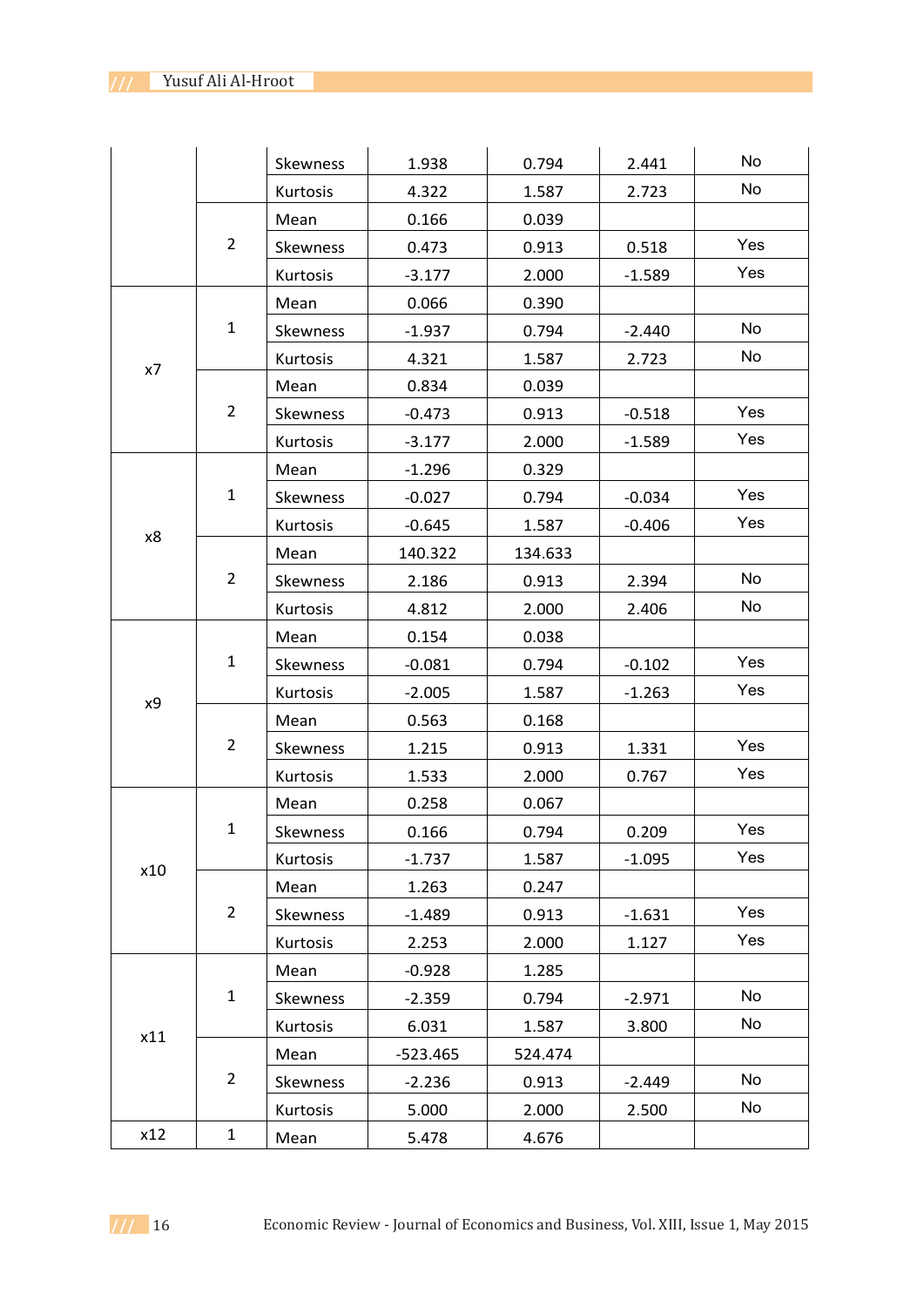| | | Skewness | 1.938 | 0.794 | 2.441 | No |
|---|---|---|---|---|---|---|
| | | Kurtosis | 4.322 | 1.587 | 2.723 | No |
| | 2 | Mean | 0.166 | 0.039 | | |
| | | Skewness | 0.473 | 0.913 | 0.518 | Yes |
| | | Kurtosis | -3.177 | 2.000 | -1.589 | Yes |
| x7 | 1 | Mean | 0.066 | 0.390 | | |
| | | Skewness | -1.937 | 0.794 | -2.440 | No |
| | | Kurtosis | 4.321 | 1.587 | 2.723 | No |
| | 2 | Mean | 0.834 | 0.039 | | |
| | | Skewness | -0.473 | 0.913 | -0.518 | Yes |
| | | Kurtosis | -3.177 | 2.000 | -1.589 | Yes |
| x8 | 1 | Mean | -1.296 | 0.329 | | |
| | | Skewness | -0.027 | 0.794 | -0.034 | Yes |
| | | Kurtosis | -0.645 | 1.587 | -0.406 | Yes |
| | 2 | Mean | 140.322 | 134.633 | | |
| | | Skewness | 2.186 | 0.913 | 2.394 | No |
| | | Kurtosis | 4.812 | 2.000 | 2.406 | No |
| x9 | 1 | Mean | 0.154 | 0.038 | | |
| | | Skewness | -0.081 | 0.794 | -0.102 | Yes |
| | | Kurtosis | -2.005 | 1.587 | -1.263 | Yes |
| | 2 | Mean | 0.563 | 0.168 | | |
| | | Skewness | 1.215 | 0.913 | 1.331 | Yes |
| | | Kurtosis | 1.533 | 2.000 | 0.767 | Yes |
| x10 | 1 | Mean | 0.258 | 0.067 | | |
| | | Skewness | 0.166 | 0.794 | 0.209 | Yes |
| | | Kurtosis | -1.737 | 1.587 | -1.095 | Yes |
| | 2 | Mean | 1.263 | 0.247 | | |
| | | Skewness | -1.489 | 0.913 | -1.631 | Yes |
| | | Kurtosis | 2.253 | 2.000 | 1.127 | Yes |
| x11 | 1 | Mean | -0.928 | 1.285 | | |
| | | Skewness | -2.359 | 0.794 | -2.971 | No |
| | | Kurtosis | 6.031 | 1.587 | 3.800 | No |
| | 2 | Mean | -523.465 | 524.474 | | |
| | | Skewness | -2.236 | 0.913 | -2.449 | No |
| | | Kurtosis | 5.000 | 2.000 | 2.500 | No |
| x12 | 1 | Mean | 5.478 | 4.676 | | |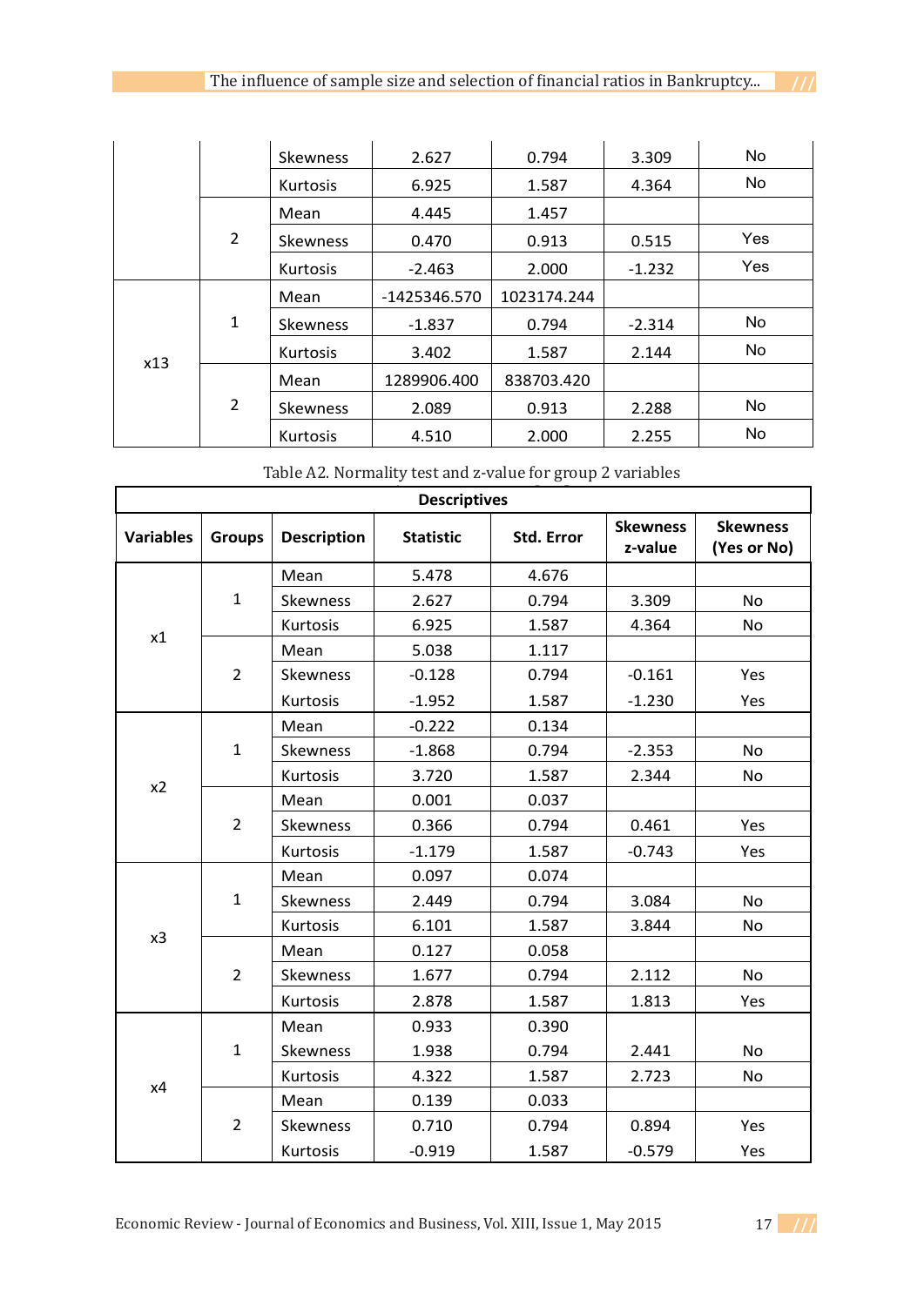| | | Skewness | 2.627 | 0.794 | 3.309 | No |
|---|---|---|---|---|---|---|
| | | Kurtosis | 6.925 | 1.587 | 4.364 | No |
| | 2 | Mean | 4.445 | 1.457 | | |
| | | Skewness | 0.470 | 0.913 | 0.515 | Yes |
| | | Kurtosis | -2.463 | 2.000 | -1.232 | Yes |
| x13 | 1 | Mean | -1425346.570 | 1023174.244 | | |
| | | Skewness | -1.837 | 0.794 | -2.314 | No |
| | | Kurtosis | 3.402 | 1.587 | 2.144 | No |
| | 2 | Mean | 1289906.400 | 838703.420 | | |
| | | Skewness | 2.089 | 0.913 | 2.288 | No |
| | | Kurtosis | 4.510 | 2.000 | 2.255 | No |

Table A2. Normality test and z-value for group 2 variables

| Descriptives | | | | | | |
|---|---|---|---|---|---|---|
| **Variables** | **Groups** | **Description** | **Statistic** | **Std. Error** | **Skewness z-value** | **Skewness (Yes or No)** |
| x1 | 1 | Mean | 5.478 | 4.676 | | |
| | | Skewness | 2.627 | 0.794 | 3.309 | No |
| | | Kurtosis | 6.925 | 1.587 | 4.364 | No |
| | 2 | Mean | 5.038 | 1.117 | | |
| | | Skewness | -0.128 | 0.794 | -0.161 | Yes |
| | | Kurtosis | -1.952 | 1.587 | -1.230 | Yes |
| x2 | 1 | Mean | -0.222 | 0.134 | | |
| | | Skewness | -1.868 | 0.794 | -2.353 | No |
| | | Kurtosis | 3.720 | 1.587 | 2.344 | No |
| | 2 | Mean | 0.001 | 0.037 | | |
| | | Skewness | 0.366 | 0.794 | 0.461 | Yes |
| | | Kurtosis | -1.179 | 1.587 | -0.743 | Yes |
| x3 | 1 | Mean | 0.097 | 0.074 | | |
| | | Skewness | 2.449 | 0.794 | 3.084 | No |
| | | Kurtosis | 6.101 | 1.587 | 3.844 | No |
| | 2 | Mean | 0.127 | 0.058 | | |
| | | Skewness | 1.677 | 0.794 | 2.112 | No |
| | | Kurtosis | 2.878 | 1.587 | 1.813 | Yes |
| x4 | 1 | Mean | 0.933 | 0.390 | | |
| | | Skewness | 1.938 | 0.794 | 2.441 | No |
| | | Kurtosis | 4.322 | 1.587 | 2.723 | No |
| | 2 | Mean | 0.139 | 0.033 | | |
| | | Skewness | 0.710 | 0.794 | 0.894 | Yes |
| | | Kurtosis | -0.919 | 1.587 | -0.579 | Yes |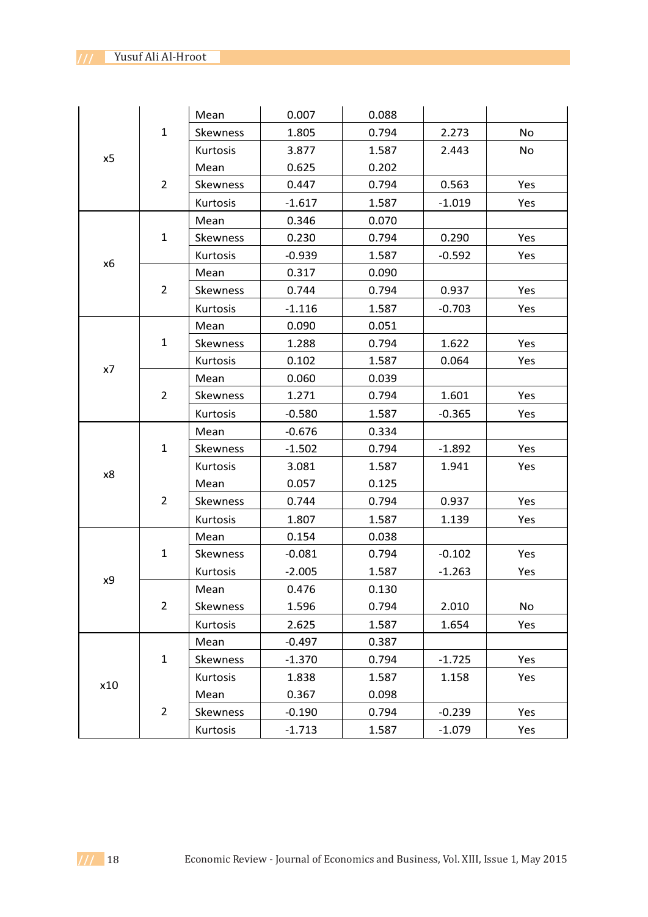|  |  |  |  |  |  |  |
|---|---|---|---|---|---|---|
| x5 | 1 | Mean | 0.007 | 0.088 |  |  |
|  |  | Skewness | 1.805 | 0.794 | 2.273 | No |
|  |  | Kurtosis | 3.877 | 1.587 | 2.443 | No |
|  | 2 | Mean | 0.625 | 0.202 |  |  |
|  |  | Skewness | 0.447 | 0.794 | 0.563 | Yes |
|  |  | Kurtosis | -1.617 | 1.587 | -1.019 | Yes |
| x6 | 1 | Mean | 0.346 | 0.070 |  |  |
|  |  | Skewness | 0.230 | 0.794 | 0.290 | Yes |
|  |  | Kurtosis | -0.939 | 1.587 | -0.592 | Yes |
|  | 2 | Mean | 0.317 | 0.090 |  |  |
|  |  | Skewness | 0.744 | 0.794 | 0.937 | Yes |
|  |  | Kurtosis | -1.116 | 1.587 | -0.703 | Yes |
| x7 | 1 | Mean | 0.090 | 0.051 |  |  |
|  |  | Skewness | 1.288 | 0.794 | 1.622 | Yes |
|  |  | Kurtosis | 0.102 | 1.587 | 0.064 | Yes |
|  | 2 | Mean | 0.060 | 0.039 |  |  |
|  |  | Skewness | 1.271 | 0.794 | 1.601 | Yes |
|  |  | Kurtosis | -0.580 | 1.587 | -0.365 | Yes |
| x8 | 1 | Mean | -0.676 | 0.334 |  |  |
|  |  | Skewness | -1.502 | 0.794 | -1.892 | Yes |
|  |  | Kurtosis | 3.081 | 1.587 | 1.941 | Yes |
|  | 2 | Mean | 0.057 | 0.125 |  |  |
|  |  | Skewness | 0.744 | 0.794 | 0.937 | Yes |
|  |  | Kurtosis | 1.807 | 1.587 | 1.139 | Yes |
| x9 | 1 | Mean | 0.154 | 0.038 |  |  |
|  |  | Skewness | -0.081 | 0.794 | -0.102 | Yes |
|  |  | Kurtosis | -2.005 | 1.587 | -1.263 | Yes |
|  | 2 | Mean | 0.476 | 0.130 |  |  |
|  |  | Skewness | 1.596 | 0.794 | 2.010 | No |
|  |  | Kurtosis | 2.625 | 1.587 | 1.654 | Yes |
| x10 | 1 | Mean | -0.497 | 0.387 |  |  |
|  |  | Skewness | -1.370 | 0.794 | -1.725 | Yes |
|  |  | Kurtosis | 1.838 | 1.587 | 1.158 | Yes |
|  | 2 | Mean | 0.367 | 0.098 |  |  |
|  |  | Skewness | -0.190 | 0.794 | -0.239 | Yes |
|  |  | Kurtosis | -1.713 | 1.587 | -1.079 | Yes |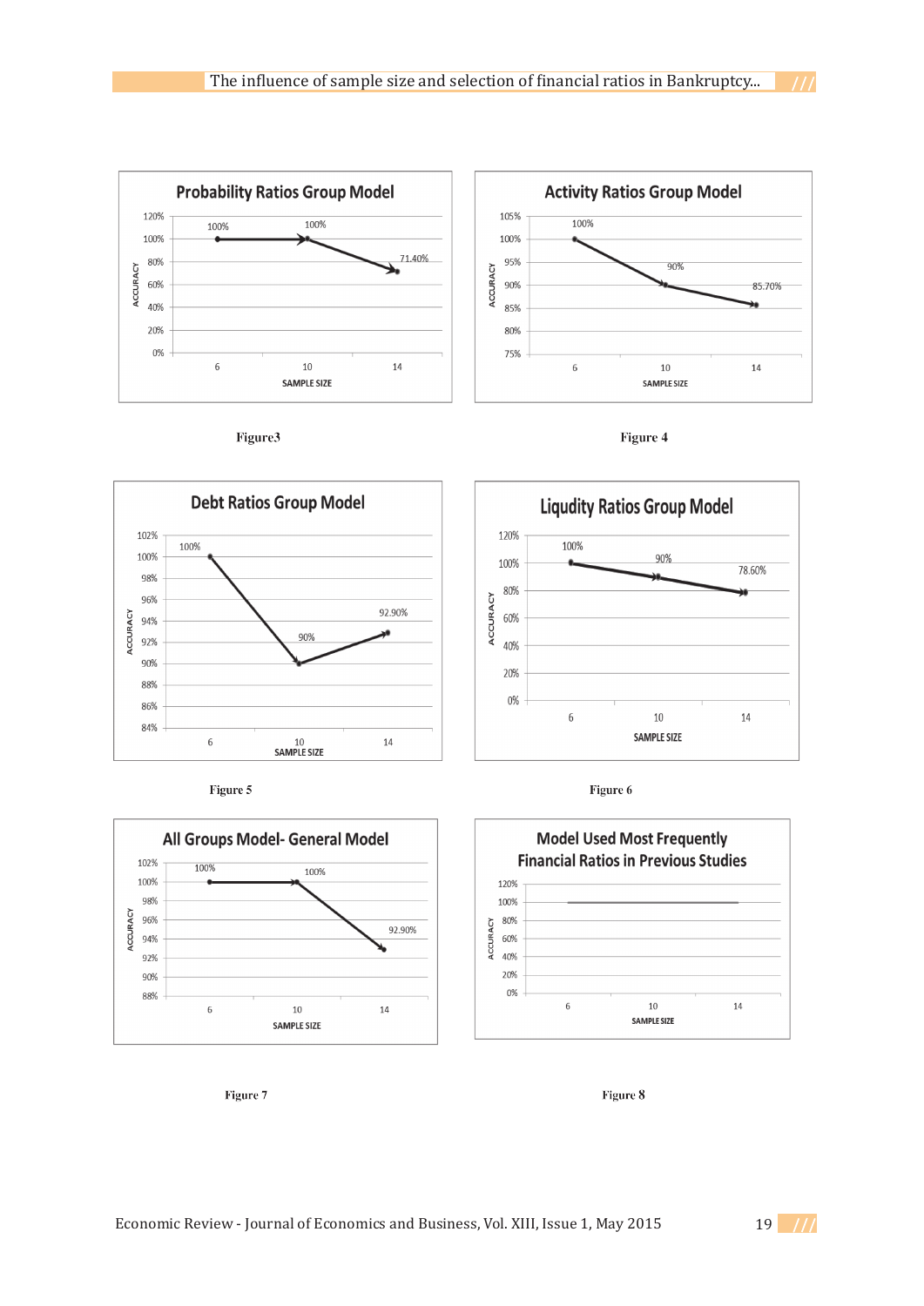Probability Ratios Group Model

120%
100%
80%
60%
40%
20%
0%

ACCURACY

100%
100%
71.40%

6
10
14

SAMPLE SIZE

Figure3

Activity Ratios Group Model

105%
100%
95%
90%
85%
80%
75%

ACCURACY

100%
90%
85.70%

6
10
14

SAMPLE SIZE

Figure 4

Debt Ratios Group Model

102%
100%
98%
96%
94%
92%
90%
88%
86%
84%

ACCURACY

100%
90%
92.90%

6
10
14

SAMPLE SIZE

Figure 5

Liqudity Ratios Group Model

120%
100%
80%
60%
40%
20%
0%

ACCURACY

100%
90%
78.60%

6
10
14

SAMPLE SIZE

Figure 6

All Groups Model- General Model

102%
100%
98%
96%
94%
92%
90%
88%

ACCURACY

100%
100%
92.90%

6
10
14

SAMPLE SIZE

Figure 7

Model Used Most Frequently Financial Ratios in Previous Studies

120%
100%
80%
60%
40%
20%
0%

ACCURACY

6
10
14

SAMPLE SIZE

Figure 8